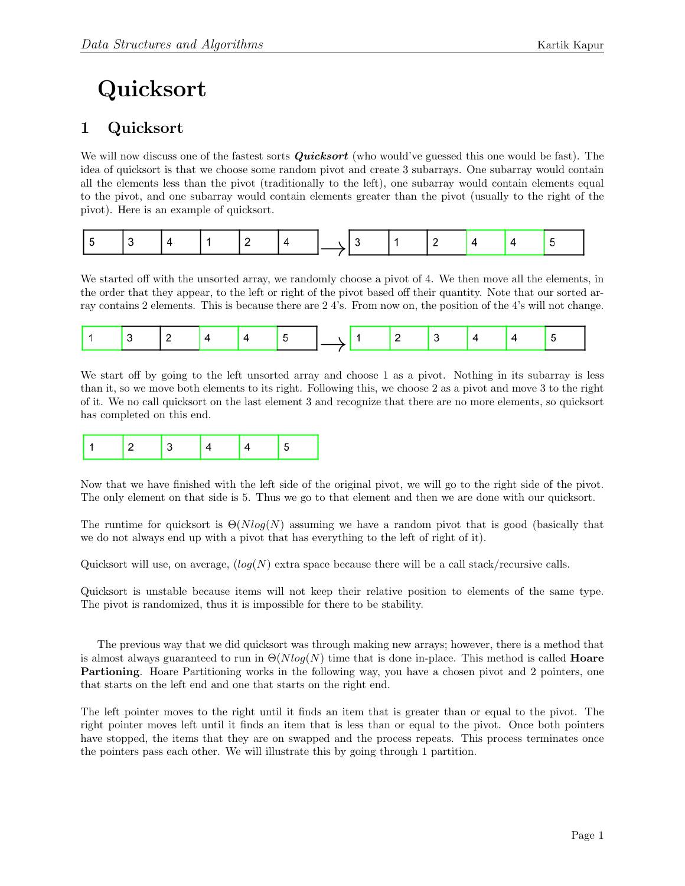# Quicksort

## 1 Quicksort

We will now discuss one of the fastest sorts ***Quicksort*** (who would've guessed this one would be fast). The idea of quicksort is that we choose some random pivot and create 3 subarrays. One subarray would contain all the elements less than the pivot (traditionally to the left), one subarray would contain elements equal to the pivot, and one subarray would contain elements greater than the pivot (usually to the right of the pivot). Here is an example of quicksort.

| 5 | 3 | 4 | 1 | 2 | 4 |
|---|---|---|---|---|---|

$\longrightarrow$

| 3 | 1 | 2 | 4 | 4 | 5 |
|---|---|---|---|---|---|

We started off with the unsorted array, we randomly choose a pivot of 4. We then move all the elements, in the order that they appear, to the left or right of the pivot based off their quantity. Note that our sorted array contains 2 elements. This is because there are 2 4's. From now on, the position of the 4's will not change.

| 1 | 3 | 2 | 4 | 4 | 5 |
|---|---|---|---|---|---|

$\longrightarrow$

| 1 | 2 | 3 | 4 | 4 | 5 |
|---|---|---|---|---|---|

We start off by going to the left unsorted array and choose 1 as a pivot. Nothing in its subarray is less than it, so we move both elements to its right. Following this, we choose 2 as a pivot and move 3 to the right of it. We no call quicksort on the last element 3 and recognize that there are no more elements, so quicksort has completed on this end.

| 1 | 2 | 3 | 4 | 4 | 5 |
|---|---|---|---|---|---|

Now that we have finished with the left side of the original pivot, we will go to the right side of the pivot. The only element on that side is 5. Thus we go to that element and then we are done with our quicksort.

The runtime for quicksort is $\Theta(Nlog(N)$ assuming we have a random pivot that is good (basically that we do not always end up with a pivot that has everything to the left of right of it).

Quicksort will use, on average, $(log(N)$ extra space because there will be a call stack/recursive calls.

Quicksort is unstable because items will not keep their relative position to elements of the same type. The pivot is randomized, thus it is impossible for there to be stability.

The previous way that we did quicksort was through making new arrays; however, there is a method that is almost always guaranteed to run in $\Theta(Nlog(N)$ time that is done in-place. This method is called **Hoare Partioning**. Hoare Partitioning works in the following way, you have a chosen pivot and 2 pointers, one that starts on the left end and one that starts on the right end.

The left pointer moves to the right until it finds an item that is greater than or equal to the pivot. The right pointer moves left until it finds an item that is less than or equal to the pivot. Once both pointers have stopped, the items that they are on swapped and the process repeats. This process terminates once the pointers pass each other. We will illustrate this by going through 1 partition.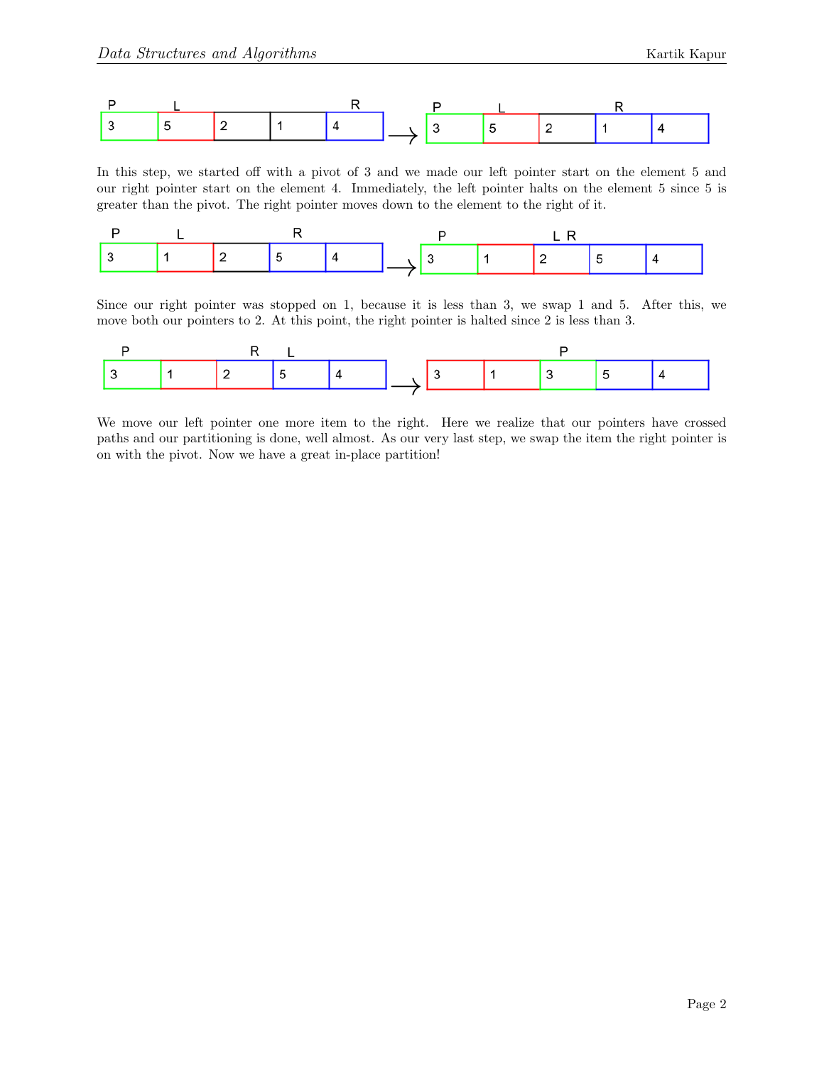P L R
3 5 2 1 4 → 3 5 2 1 4

In this step, we started off with a pivot of 3 and we made our left pointer start on the element 5 and our right pointer start on the element 4. Immediately, the left pointer halts on the element 5 since 5 is greater than the pivot. The right pointer moves down to the element to the right of it.

P L R
3 1 2 5 4 → 3 1 2 5 4

Since our right pointer was stopped on 1, because it is less than 3, we swap 1 and 5. After this, we move both our pointers to 2. At this point, the right pointer is halted since 2 is less than 3.

P R L
3 1 2 5 4 → 3 1 3 5 4

We move our left pointer one more item to the right. Here we realize that our pointers have crossed paths and our partitioning is done, well almost. As our very last step, we swap the item the right pointer is on with the pivot. Now we have a great in-place partition!